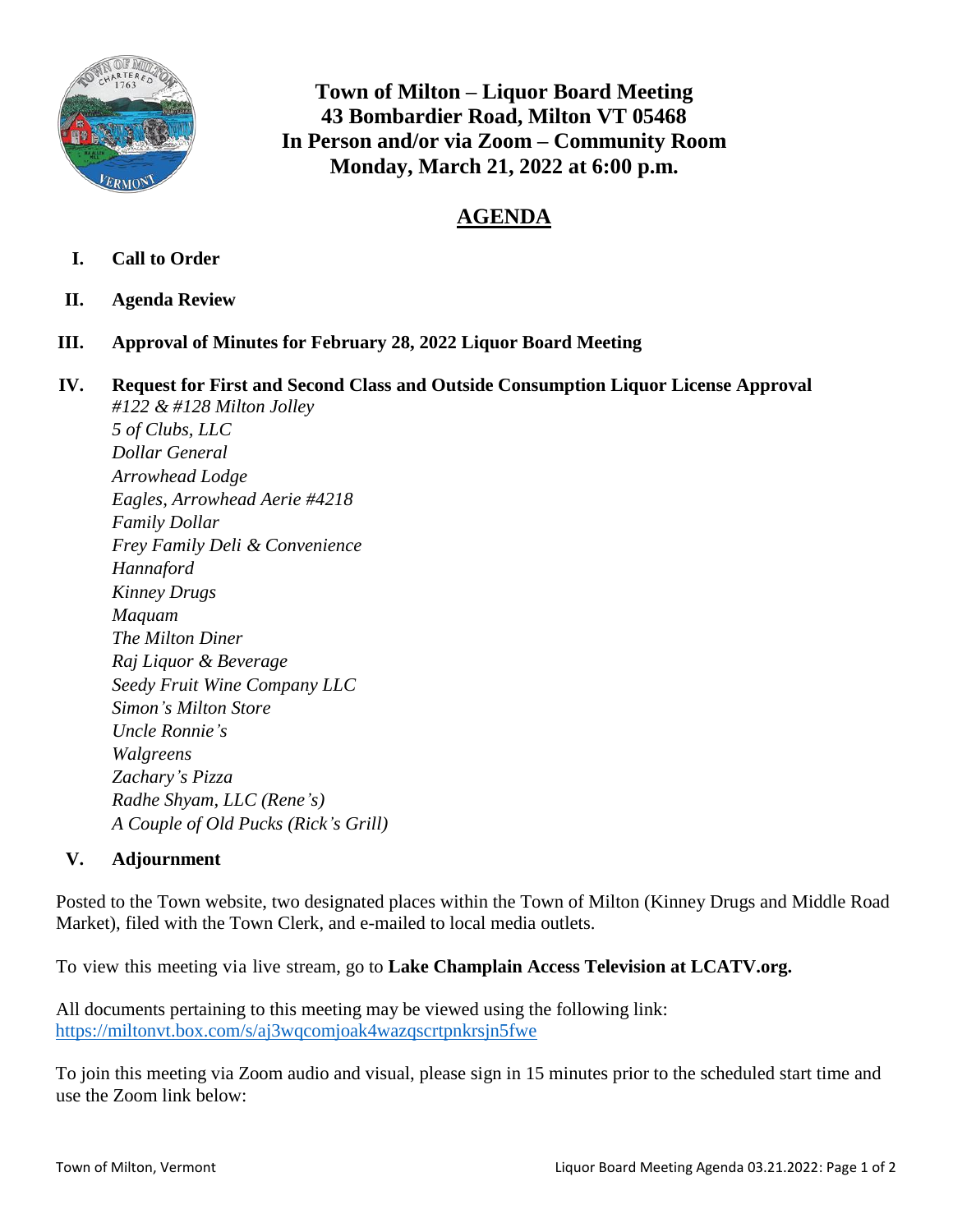# Town of Milton – Liquor Board Meeting
## 43 Bombardier Road, Milton VT 05468
## In Person and/or via Zoom – Community Room
## Monday, March 21, 2022 at 6:00 p.m.

# AGENDA

I. **Call to Order**

II. **Agenda Review**

III. **Approval of Minutes for February 28, 2022 Liquor Board Meeting**

IV. **Request for First and Second Class and Outside Consumption Liquor License Approval**
*#122 & #128 Milton Jolley*
*5 of Clubs, LLC*
*Dollar General*
*Arrowhead Lodge*
*Eagles, Arrowhead Aerie #4218*
*Family Dollar*
*Frey Family Deli & Convenience*
*Hannaford*
*Kinney Drugs*
*Maquam*
*The Milton Diner*
*Raj Liquor & Beverage*
*Seedy Fruit Wine Company LLC*
*Simon's Milton Store*
*Uncle Ronnie's*
*Walgreens*
*Zachary's Pizza*
*Radhe Shyam, LLC (Rene's)*
*A Couple of Old Pucks (Rick's Grill)*

V. **Adjournment**

Posted to the Town website, two designated places within the Town of Milton (Kinney Drugs and Middle Road Market), filed with the Town Clerk, and e-mailed to local media outlets.

To view this meeting via live stream, go to **Lake Champlain Access Television at LCATV.org.**

All documents pertaining to this meeting may be viewed using the following link:
https://miltonvt.box.com/s/aj3wqcomjoak4wazqscrtpnkrsjn5fwe

To join this meeting via Zoom audio and visual, please sign in 15 minutes prior to the scheduled start time and use the Zoom link below: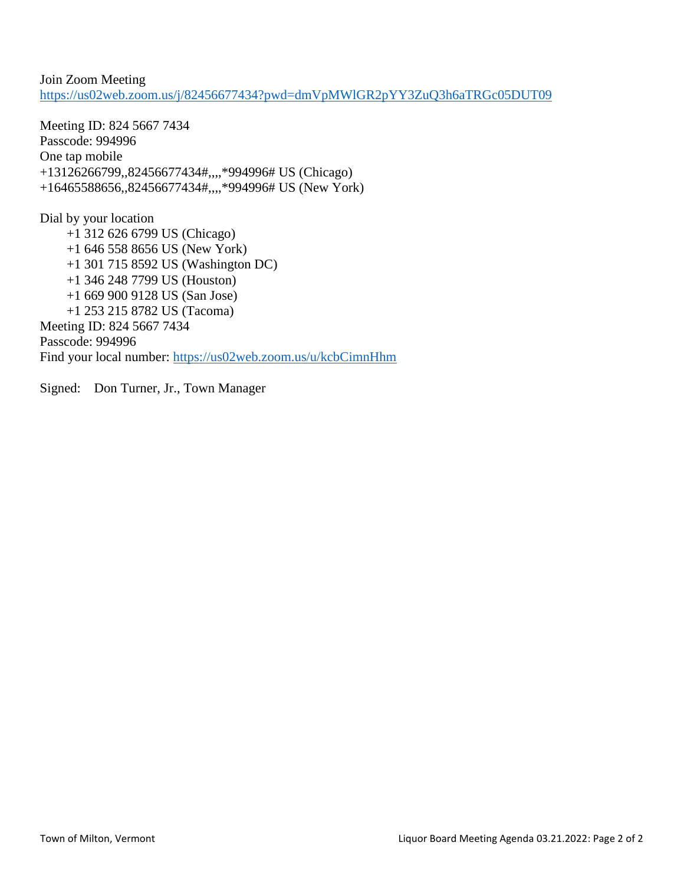Join Zoom Meeting
https://us02web.zoom.us/j/82456677434?pwd=dmVpMWlGR2pYY3ZuQ3h6aTRGc05DUT09

Meeting ID: 824 5667 7434
Passcode: 994996
One tap mobile
+13126266799,,82456677434#,,,,*994996# US (Chicago)
+16465588656,,82456677434#,,,,*994996# US (New York)

Dial by your location
- +1 312 626 6799 US (Chicago)
- +1 646 558 8656 US (New York)
- +1 301 715 8592 US (Washington DC)
- +1 346 248 7799 US (Houston)
- +1 669 900 9128 US (San Jose)
- +1 253 215 8782 US (Tacoma)

Meeting ID: 824 5667 7434
Passcode: 994996
Find your local number: https://us02web.zoom.us/u/kcbCimnHhm

Signed: Don Turner, Jr., Town Manager